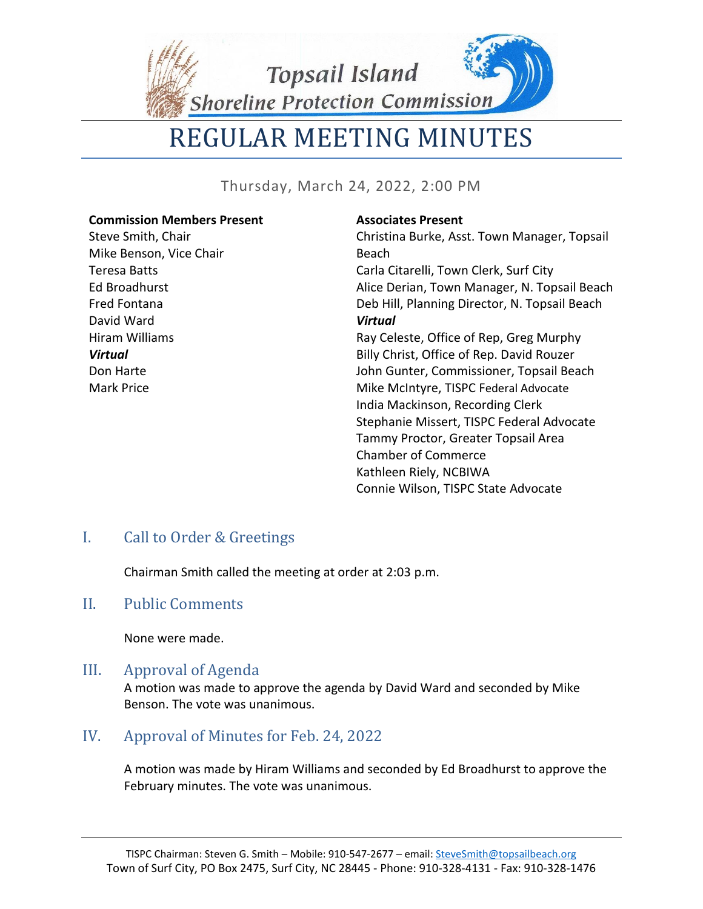# Topsail Island Shoreline Protection Commission

# REGULAR MEETING MINUTES

Thursday, March 24, 2022, 2:00 PM

**Commission Members Present**
Steve Smith, Chair
Mike Benson, Vice Chair
Teresa Batts
Ed Broadhurst
Fred Fontana
David Ward
Hiram Williams
***Virtual***
Don Harte
Mark Price

**Associates Present**
Christina Burke, Asst. Town Manager, Topsail Beach
Carla Citarelli, Town Clerk, Surf City
Alice Derian, Town Manager, N. Topsail Beach
Deb Hill, Planning Director, N. Topsail Beach
***Virtual***
Ray Celeste, Office of Rep, Greg Murphy
Billy Christ, Office of Rep. David Rouzer
John Gunter, Commissioner, Topsail Beach
Mike McIntyre, TISPC Federal Advocate
India Mackinson, Recording Clerk
Stephanie Missert, TISPC Federal Advocate
Tammy Proctor, Greater Topsail Area Chamber of Commerce
Kathleen Riely, NCBIWA
Connie Wilson, TISPC State Advocate

## I. Call to Order & Greetings

Chairman Smith called the meeting at order at 2:03 p.m.

## II. Public Comments

None were made.

## III. Approval of Agenda

A motion was made to approve the agenda by David Ward and seconded by Mike Benson. The vote was unanimous.

## IV. Approval of Minutes for Feb. 24, 2022

A motion was made by Hiram Williams and seconded by Ed Broadhurst to approve the February minutes. The vote was unanimous.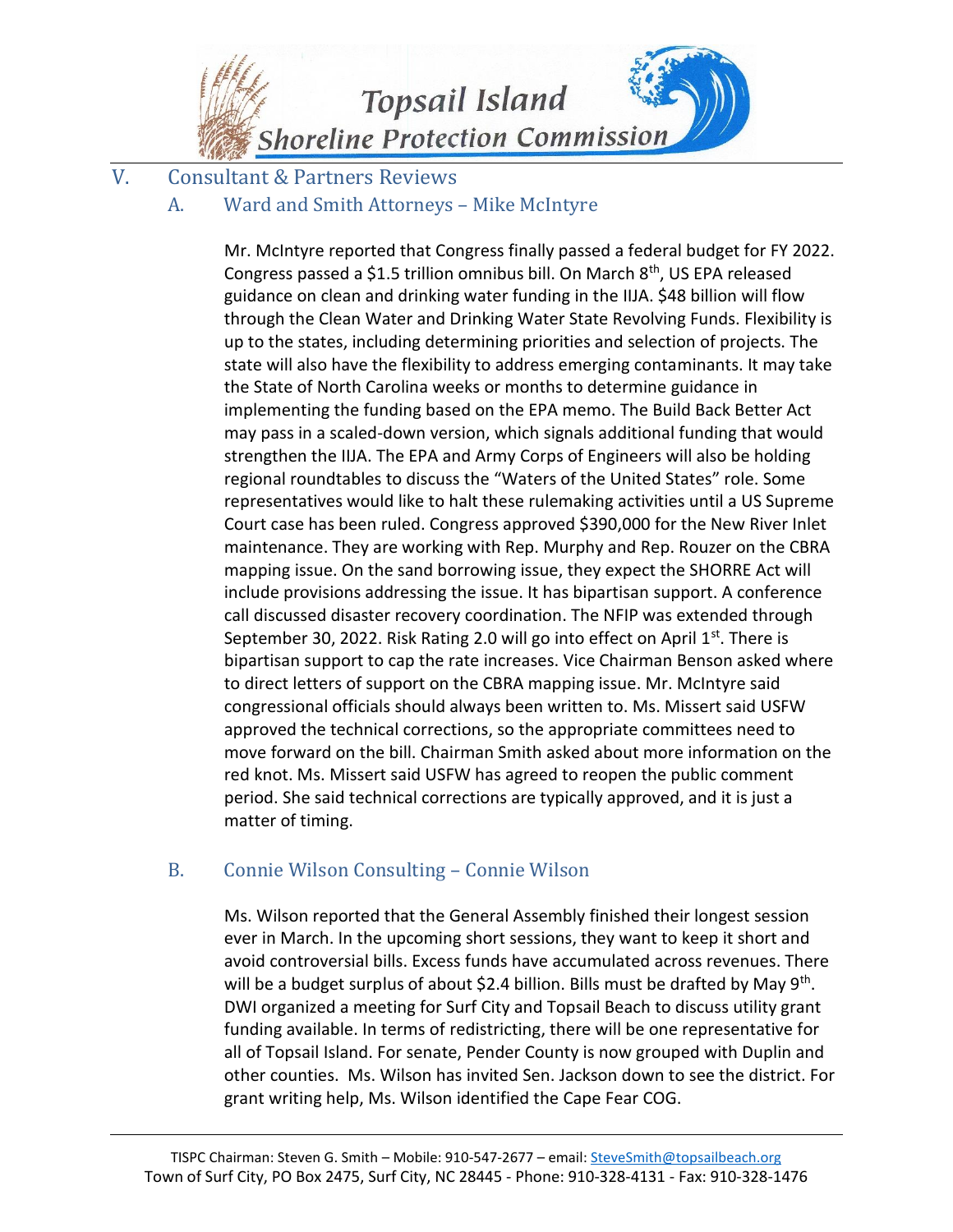## V. Consultant & Partners Reviews

### A. Ward and Smith Attorneys – Mike McIntyre

Mr. McIntyre reported that Congress finally passed a federal budget for FY 2022. Congress passed a $1.5 trillion omnibus bill. On March 8th, US EPA released guidance on clean and drinking water funding in the IIJA. $48 billion will flow through the Clean Water and Drinking Water State Revolving Funds. Flexibility is up to the states, including determining priorities and selection of projects. The state will also have the flexibility to address emerging contaminants. It may take the State of North Carolina weeks or months to determine guidance in implementing the funding based on the EPA memo. The Build Back Better Act may pass in a scaled-down version, which signals additional funding that would strengthen the IIJA. The EPA and Army Corps of Engineers will also be holding regional roundtables to discuss the "Waters of the United States" role. Some representatives would like to halt these rulemaking activities until a US Supreme Court case has been ruled. Congress approved $390,000 for the New River Inlet maintenance. They are working with Rep. Murphy and Rep. Rouzer on the CBRA mapping issue. On the sand borrowing issue, they expect the SHORRE Act will include provisions addressing the issue. It has bipartisan support. A conference call discussed disaster recovery coordination. The NFIP was extended through September 30, 2022. Risk Rating 2.0 will go into effect on April 1st. There is bipartisan support to cap the rate increases. Vice Chairman Benson asked where to direct letters of support on the CBRA mapping issue. Mr. McIntyre said congressional officials should always been written to. Ms. Missert said USFW approved the technical corrections, so the appropriate committees need to move forward on the bill. Chairman Smith asked about more information on the red knot. Ms. Missert said USFW has agreed to reopen the public comment period. She said technical corrections are typically approved, and it is just a matter of timing.

### B. Connie Wilson Consulting – Connie Wilson

Ms. Wilson reported that the General Assembly finished their longest session ever in March. In the upcoming short sessions, they want to keep it short and avoid controversial bills. Excess funds have accumulated across revenues. There will be a budget surplus of about $2.4 billion. Bills must be drafted by May 9th. DWI organized a meeting for Surf City and Topsail Beach to discuss utility grant funding available. In terms of redistricting, there will be one representative for all of Topsail Island. For senate, Pender County is now grouped with Duplin and other counties. Ms. Wilson has invited Sen. Jackson down to see the district. For grant writing help, Ms. Wilson identified the Cape Fear COG.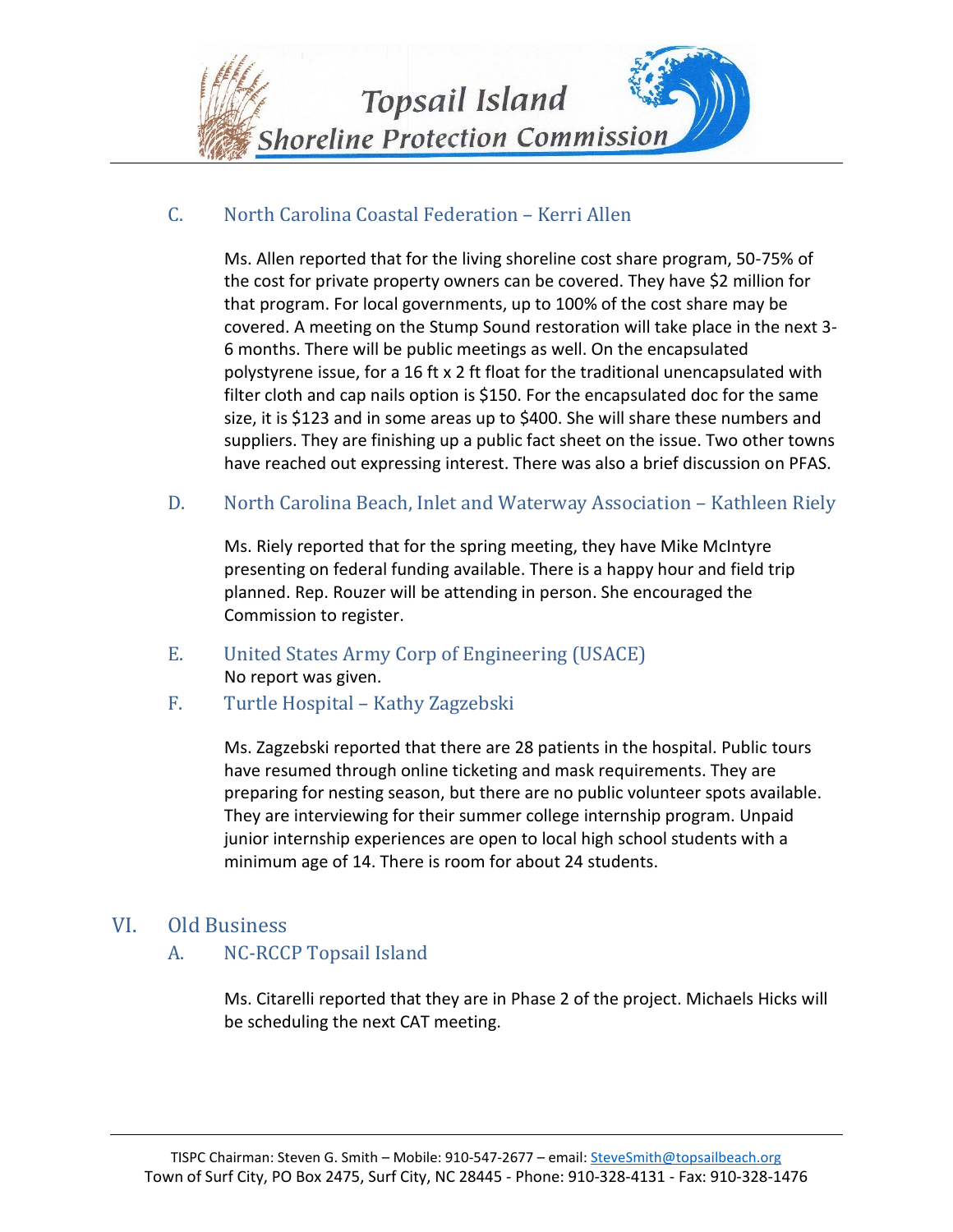### C. North Carolina Coastal Federation – Kerri Allen

Ms. Allen reported that for the living shoreline cost share program, 50-75% of the cost for private property owners can be covered. They have $2 million for that program. For local governments, up to 100% of the cost share may be covered. A meeting on the Stump Sound restoration will take place in the next 3-6 months. There will be public meetings as well. On the encapsulated polystyrene issue, for a 16 ft x 2 ft float for the traditional unencapsulated with filter cloth and cap nails option is $150. For the encapsulated doc for the same size, it is $123 and in some areas up to $400. She will share these numbers and suppliers. They are finishing up a public fact sheet on the issue. Two other towns have reached out expressing interest. There was also a brief discussion on PFAS.

### D. North Carolina Beach, Inlet and Waterway Association – Kathleen Riely

Ms. Riely reported that for the spring meeting, they have Mike McIntyre presenting on federal funding available. There is a happy hour and field trip planned. Rep. Rouzer will be attending in person. She encouraged the Commission to register.

### E. United States Army Corp of Engineering (USACE)

No report was given.

### F. Turtle Hospital – Kathy Zagzebski

Ms. Zagzebski reported that there are 28 patients in the hospital. Public tours have resumed through online ticketing and mask requirements. They are preparing for nesting season, but there are no public volunteer spots available. They are interviewing for their summer college internship program. Unpaid junior internship experiences are open to local high school students with a minimum age of 14. There is room for about 24 students.

## VI. Old Business

### A. NC-RCCP Topsail Island

Ms. Citarelli reported that they are in Phase 2 of the project. Michaels Hicks will be scheduling the next CAT meeting.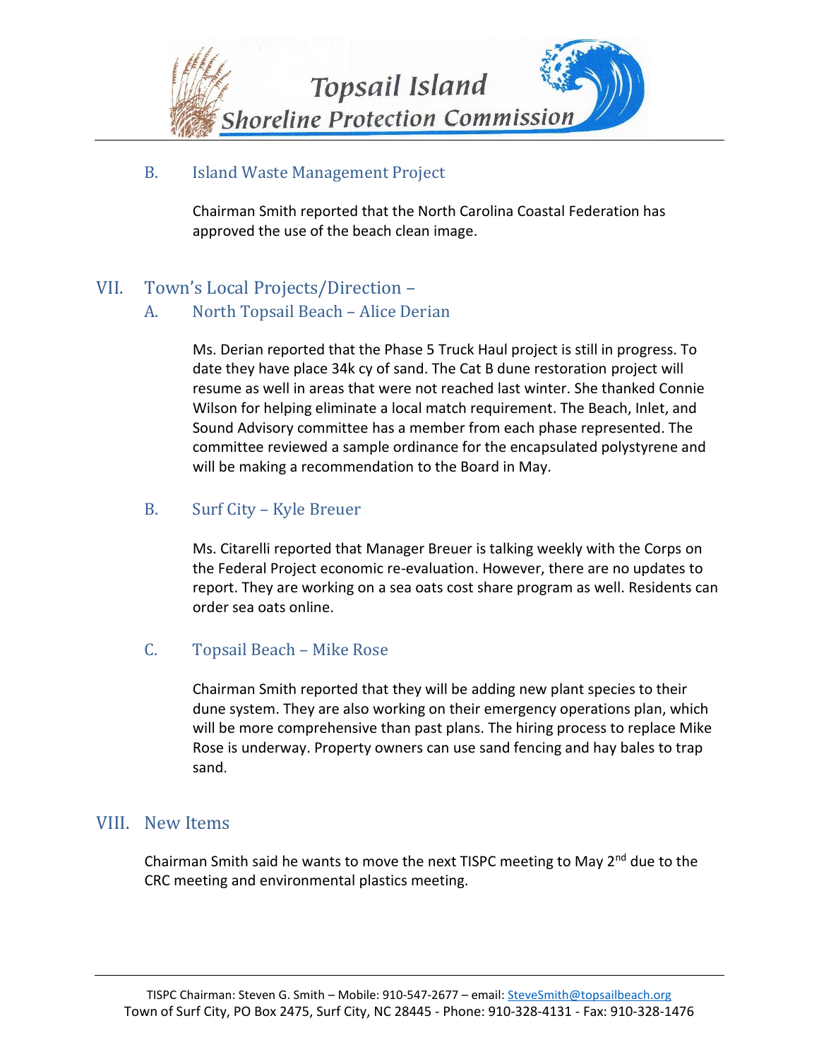## B. Island Waste Management Project

Chairman Smith reported that the North Carolina Coastal Federation has approved the use of the beach clean image.

# VII. Town's Local Projects/Direction –

## A. North Topsail Beach – Alice Derian

Ms. Derian reported that the Phase 5 Truck Haul project is still in progress. To date they have place 34k cy of sand. The Cat B dune restoration project will resume as well in areas that were not reached last winter. She thanked Connie Wilson for helping eliminate a local match requirement. The Beach, Inlet, and Sound Advisory committee has a member from each phase represented. The committee reviewed a sample ordinance for the encapsulated polystyrene and will be making a recommendation to the Board in May.

## B. Surf City – Kyle Breuer

Ms. Citarelli reported that Manager Breuer is talking weekly with the Corps on the Federal Project economic re-evaluation. However, there are no updates to report. They are working on a sea oats cost share program as well. Residents can order sea oats online.

## C. Topsail Beach – Mike Rose

Chairman Smith reported that they will be adding new plant species to their dune system. They are also working on their emergency operations plan, which will be more comprehensive than past plans. The hiring process to replace Mike Rose is underway. Property owners can use sand fencing and hay bales to trap sand.

# VIII. New Items

Chairman Smith said he wants to move the next TISPC meeting to May 2nd due to the CRC meeting and environmental plastics meeting.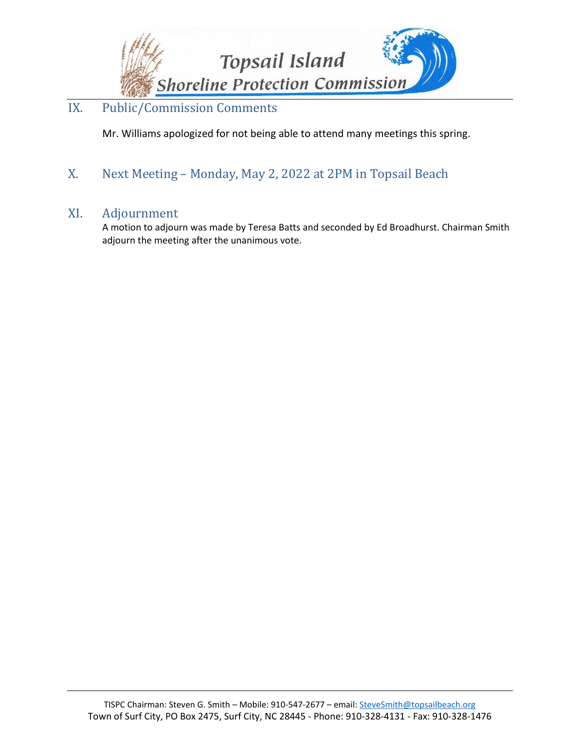## IX. Public/Commission Comments

Mr. Williams apologized for not being able to attend many meetings this spring.

## X. Next Meeting – Monday, May 2, 2022 at 2PM in Topsail Beach

## XI. Adjournment

A motion to adjourn was made by Teresa Batts and seconded by Ed Broadhurst. Chairman Smith adjourn the meeting after the unanimous vote.